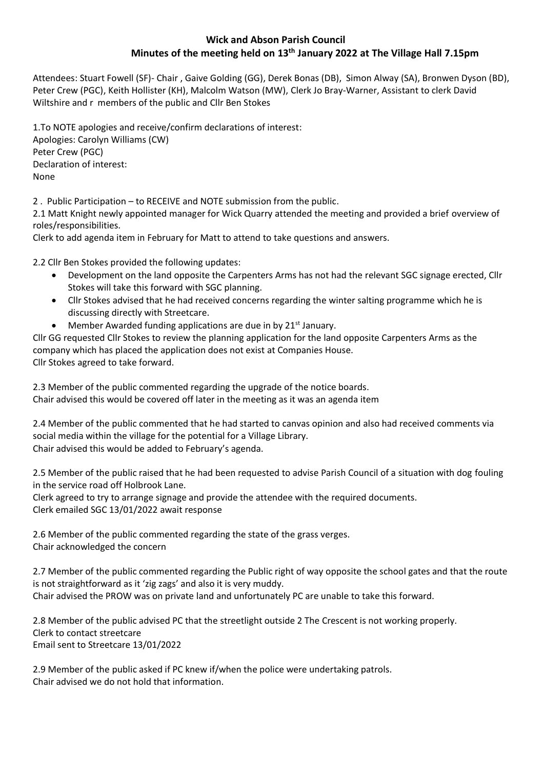# Wick and Abson Parish Council

## Minutes of the meeting held on 13th January 2022 at The Village Hall 7.15pm

Attendees: Stuart Fowell (SF)- Chair , Gaive Golding (GG), Derek Bonas (DB), Simon Alway (SA), Bronwen Dyson (BD), Peter Crew (PGC), Keith Hollister (KH), Malcolm Watson (MW), Clerk Jo Bray-Warner, Assistant to clerk David Wiltshire and r members of the public and Cllr Ben Stokes

1.To NOTE apologies and receive/confirm declarations of interest:
Apologies: Carolyn Williams (CW)
Peter Crew (PGC)
Declaration of interest:
None

2 . Public Participation – to RECEIVE and NOTE submission from the public.
2.1 Matt Knight newly appointed manager for Wick Quarry attended the meeting and provided a brief overview of roles/responsibilities.
Clerk to add agenda item in February for Matt to attend to take questions and answers.

2.2 Cllr Ben Stokes provided the following updates:

- Development on the land opposite the Carpenters Arms has not had the relevant SGC signage erected, Cllr Stokes will take this forward with SGC planning.
- Cllr Stokes advised that he had received concerns regarding the winter salting programme which he is discussing directly with Streetcare.
- Member Awarded funding applications are due in by 21st January.

Cllr GG requested Cllr Stokes to review the planning application for the land opposite Carpenters Arms as the company which has placed the application does not exist at Companies House.
Cllr Stokes agreed to take forward.

2.3 Member of the public commented regarding the upgrade of the notice boards.
Chair advised this would be covered off later in the meeting as it was an agenda item

2.4 Member of the public commented that he had started to canvas opinion and also had received comments via social media within the village for the potential for a Village Library.
Chair advised this would be added to February's agenda.

2.5 Member of the public raised that he had been requested to advise Parish Council of a situation with dog fouling in the service road off Holbrook Lane.
Clerk agreed to try to arrange signage and provide the attendee with the required documents.
Clerk emailed SGC 13/01/2022 await response

2.6 Member of the public commented regarding the state of the grass verges.
Chair acknowledged the concern

2.7 Member of the public commented regarding the Public right of way opposite the school gates and that the route is not straightforward as it 'zig zags' and also it is very muddy.
Chair advised the PROW was on private land and unfortunately PC are unable to take this forward.

2.8 Member of the public advised PC that the streetlight outside 2 The Crescent is not working properly.
Clerk to contact streetcare
Email sent to Streetcare 13/01/2022

2.9 Member of the public asked if PC knew if/when the police were undertaking patrols.
Chair advised we do not hold that information.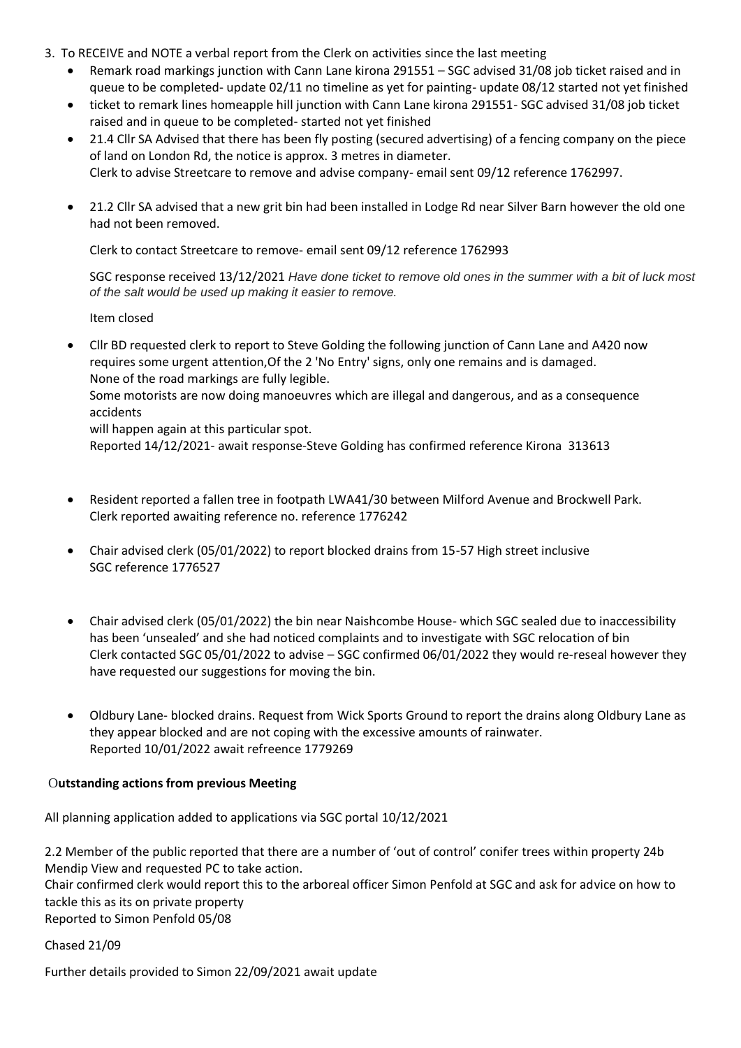3. To RECEIVE and NOTE a verbal report from the Clerk on activities since the last meeting
   - Remark road markings junction with Cann Lane kirona 291551 – SGC advised 31/08 job ticket raised and in queue to be completed- update 02/11 no timeline as yet for painting- update 08/12 started not yet finished
   - ticket to remark lines homeapple hill junction with Cann Lane kirona 291551- SGC advised 31/08 job ticket raised and in queue to be completed- started not yet finished
   - 21.4 Cllr SA Advised that there has been fly posting (secured advertising) of a fencing company on the piece of land on London Rd, the notice is approx. 3 metres in diameter.
     Clerk to advise Streetcare to remove and advise company- email sent 09/12 reference 1762997.
   - 21.2 Cllr SA advised that a new grit bin had been installed in Lodge Rd near Silver Barn however the old one had not been removed.

     Clerk to contact Streetcare to remove- email sent 09/12 reference 1762993

     SGC response received 13/12/2021 *Have done ticket to remove old ones in the summer with a bit of luck most of the salt would be used up making it easier to remove.*

     Item closed

   - Cllr BD requested clerk to report to Steve Golding the following junction of Cann Lane and A420 now requires some urgent attention,Of the 2 'No Entry' signs, only one remains and is damaged.
     None of the road markings are fully legible.
     Some motorists are now doing manoeuvres which are illegal and dangerous, and as a consequence accidents
     will happen again at this particular spot.
     Reported 14/12/2021- await response-Steve Golding has confirmed reference Kirona 313613

   - Resident reported a fallen tree in footpath LWA41/30 between Milford Avenue and Brockwell Park.
     Clerk reported awaiting reference no. reference 1776242

   - Chair advised clerk (05/01/2022) to report blocked drains from 15-57 High street inclusive
     SGC reference 1776527

   - Chair advised clerk (05/01/2022) the bin near Naishcombe House- which SGC sealed due to inaccessibility has been 'unsealed' and she had noticed complaints and to investigate with SGC relocation of bin
     Clerk contacted SGC 05/01/2022 to advise – SGC confirmed 06/01/2022 they would re-reseal however they have requested our suggestions for moving the bin.

   - Oldbury Lane- blocked drains. Request from Wick Sports Ground to report the drains along Oldbury Lane as they appear blocked and are not coping with the excessive amounts of rainwater.
     Reported 10/01/2022 await refreence 1779269

**Outstanding actions from previous Meeting**

All planning application added to applications via SGC portal 10/12/2021

2.2 Member of the public reported that there are a number of 'out of control' conifer trees within property 24b Mendip View and requested PC to take action.
Chair confirmed clerk would report this to the arboreal officer Simon Penfold at SGC and ask for advice on how to tackle this as its on private property
Reported to Simon Penfold 05/08

Chased 21/09

Further details provided to Simon 22/09/2021 await update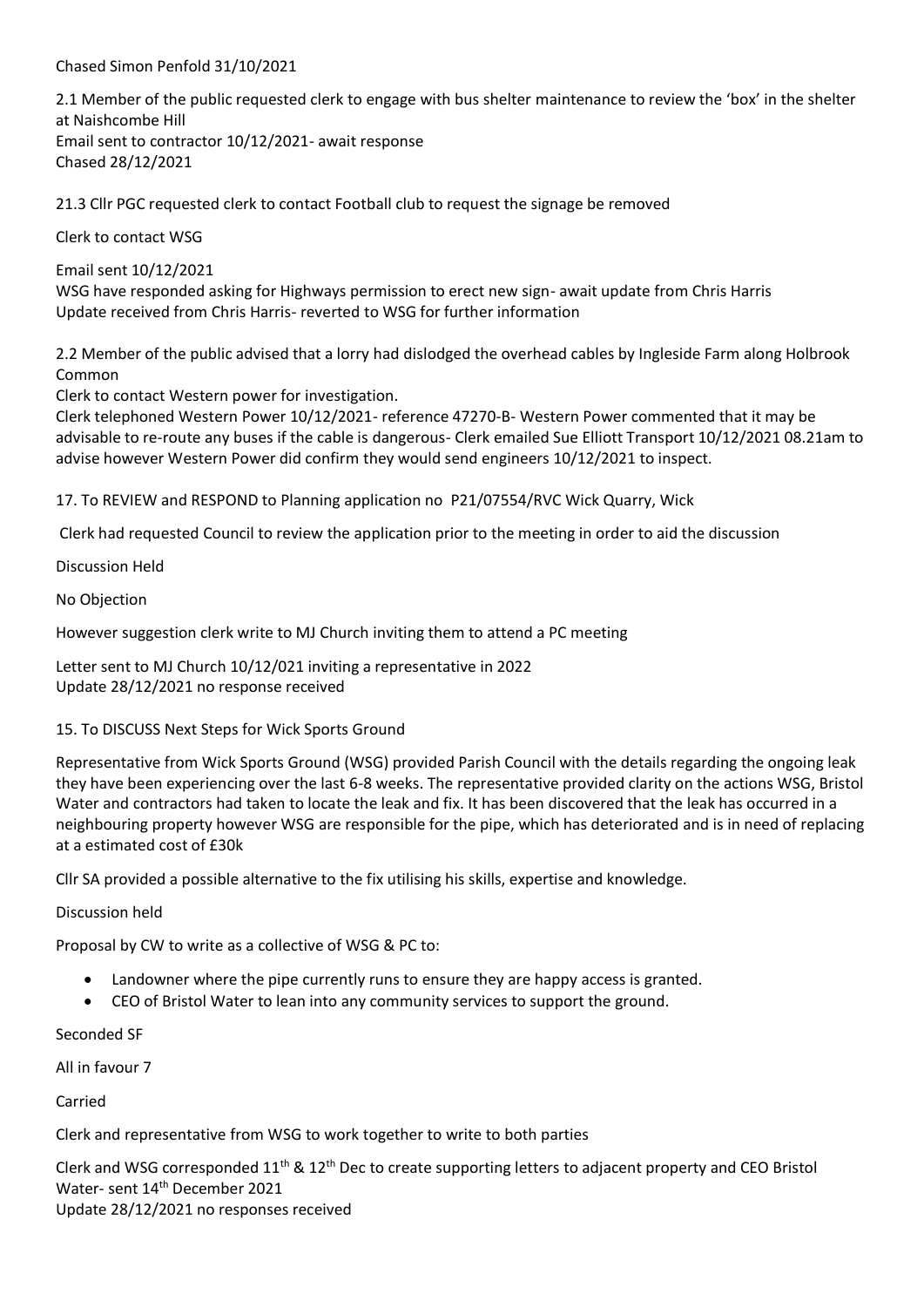Chased Simon Penfold 31/10/2021

2.1 Member of the public requested clerk to engage with bus shelter maintenance to review the 'box' in the shelter at Naishcombe Hill
Email sent to contractor 10/12/2021- await response
Chased 28/12/2021

21.3 Cllr PGC requested clerk to contact Football club to request the signage be removed

Clerk to contact WSG

Email sent 10/12/2021
WSG have responded asking for Highways permission to erect new sign- await update from Chris Harris
Update received from Chris Harris- reverted to WSG for further information

2.2 Member of the public advised that a lorry had dislodged the overhead cables by Ingleside Farm along Holbrook Common
Clerk to contact Western power for investigation.
Clerk telephoned Western Power 10/12/2021- reference 47270-B- Western Power commented that it may be advisable to re-route any buses if the cable is dangerous- Clerk emailed Sue Elliott Transport 10/12/2021 08.21am to advise however Western Power did confirm they would send engineers 10/12/2021 to inspect.

17. To REVIEW and RESPOND to Planning application no P21/07554/RVC Wick Quarry, Wick

Clerk had requested Council to review the application prior to the meeting in order to aid the discussion

Discussion Held

No Objection

However suggestion clerk write to MJ Church inviting them to attend a PC meeting

Letter sent to MJ Church 10/12/021 inviting a representative in 2022
Update 28/12/2021 no response received

15. To DISCUSS Next Steps for Wick Sports Ground

Representative from Wick Sports Ground (WSG) provided Parish Council with the details regarding the ongoing leak they have been experiencing over the last 6-8 weeks. The representative provided clarity on the actions WSG, Bristol Water and contractors had taken to locate the leak and fix. It has been discovered that the leak has occurred in a neighbouring property however WSG are responsible for the pipe, which has deteriorated and is in need of replacing at a estimated cost of £30k

Cllr SA provided a possible alternative to the fix utilising his skills, expertise and knowledge.

Discussion held

Proposal by CW to write as a collective of WSG & PC to:

- Landowner where the pipe currently runs to ensure they are happy access is granted.
- CEO of Bristol Water to lean into any community services to support the ground.

Seconded SF

All in favour 7

Carried

Clerk and representative from WSG to work together to write to both parties

Clerk and WSG corresponded 11th & 12th Dec to create supporting letters to adjacent property and CEO Bristol Water- sent 14th December 2021
Update 28/12/2021 no responses received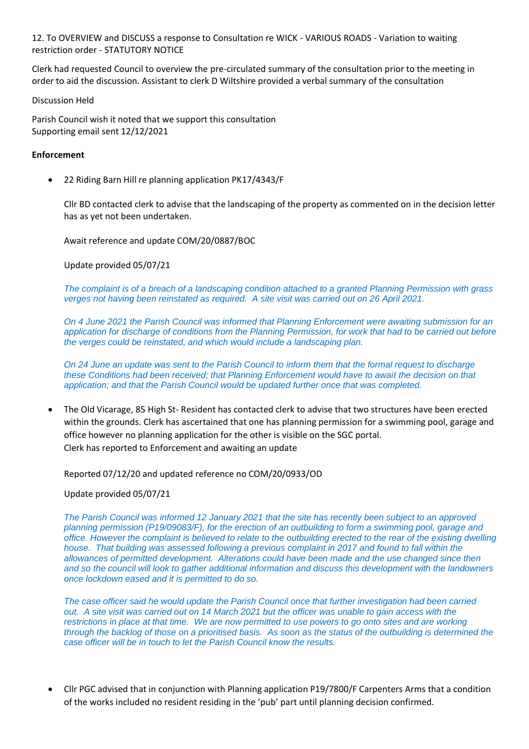12. To OVERVIEW and DISCUSS a response to Consultation re WICK - VARIOUS ROADS - Variation to waiting restriction order - STATUTORY NOTICE

Clerk had requested Council to overview the pre-circulated summary of the consultation prior to the meeting in order to aid the discussion. Assistant to clerk D Wiltshire provided a verbal summary of the consultation

Discussion Held

Parish Council wish it noted that we support this consultation
Supporting email sent 12/12/2021

**Enforcement**

- 22 Riding Barn Hill re planning application PK17/4343/F

  Cllr BD contacted clerk to advise that the landscaping of the property as commented on in the decision letter has as yet not been undertaken.

  Await reference and update COM/20/0887/BOC

  Update provided 05/07/21

  *The complaint is of a breach of a landscaping condition attached to a granted Planning Permission with grass verges not having been reinstated as required. A site visit was carried out on 26 April 2021.*

  *On 4 June 2021 the Parish Council was informed that Planning Enforcement were awaiting submission for an application for discharge of conditions from the Planning Permission, for work that had to be carried out before the verges could be reinstated, and which would include a landscaping plan.*

  *On 24 June an update was sent to the Parish Council to inform them that the formal request to discharge these Conditions had been received; that Planning Enforcement would have to await the decision on that application; and that the Parish Council would be updated further once that was completed.*

- The Old Vicarage, 85 High St- Resident has contacted clerk to advise that two structures have been erected within the grounds. Clerk has ascertained that one has planning permission for a swimming pool, garage and office however no planning application for the other is visible on the SGC portal.
  Clerk has reported to Enforcement and awaiting an update

  Reported 07/12/20 and updated reference no COM/20/0933/OD

  Update provided 05/07/21

  *The Parish Council was informed 12 January 2021 that the site has recently been subject to an approved planning permission (P19/09083/F), for the erection of an outbuilding to form a swimming pool, garage and office. However the complaint is believed to relate to the outbuilding erected to the rear of the existing dwelling house. That building was assessed following a previous complaint in 2017 and found to fall within the allowances of permitted development. Alterations could have been made and the use changed since then and so the council will look to gather additional information and discuss this development with the landowners once lockdown eased and it is permitted to do so.*

  *The case officer said he would update the Parish Council once that further investigation had been carried out. A site visit was carried out on 14 March 2021 but the officer was unable to gain access with the restrictions in place at that time. We are now permitted to use powers to go onto sites and are working through the backlog of those on a prioritised basis. As soon as the status of the outbuilding is determined the case officer will be in touch to let the Parish Council know the results.*

- Cllr PGC advised that in conjunction with Planning application P19/7800/F Carpenters Arms that a condition of the works included no resident residing in the 'pub' part until planning decision confirmed.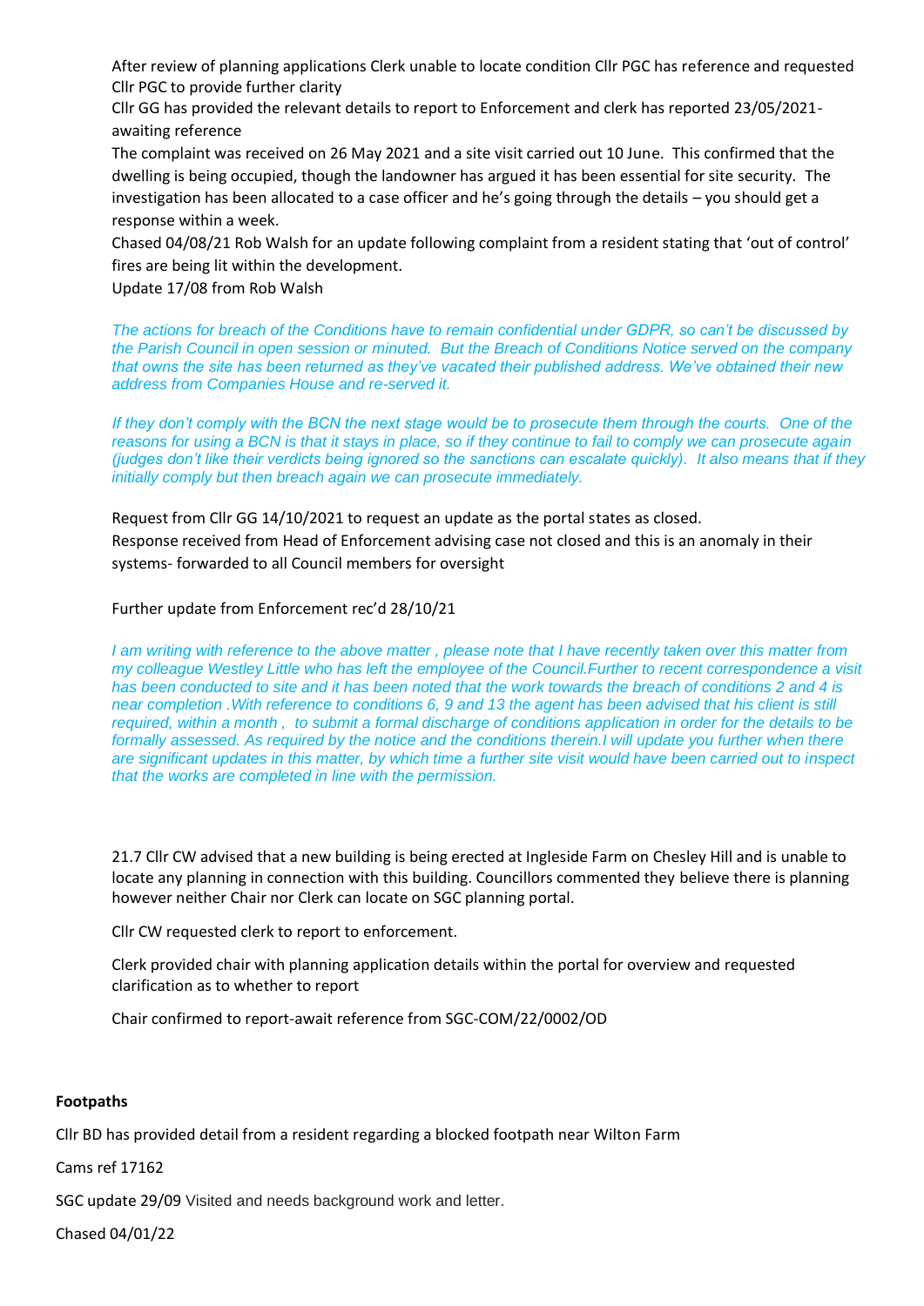After review of planning applications Clerk unable to locate condition Cllr PGC has reference and requested Cllr PGC to provide further clarity

Cllr GG has provided the relevant details to report to Enforcement and clerk has reported 23/05/2021- awaiting reference

The complaint was received on 26 May 2021 and a site visit carried out 10 June. This confirmed that the dwelling is being occupied, though the landowner has argued it has been essential for site security. The investigation has been allocated to a case officer and he's going through the details – you should get a response within a week.

Chased 04/08/21 Rob Walsh for an update following complaint from a resident stating that 'out of control' fires are being lit within the development.

Update 17/08 from Rob Walsh

*The actions for breach of the Conditions have to remain confidential under GDPR, so can't be discussed by the Parish Council in open session or minuted. But the Breach of Conditions Notice served on the company that owns the site has been returned as they've vacated their published address. We've obtained their new address from Companies House and re-served it.*

*If they don't comply with the BCN the next stage would be to prosecute them through the courts. One of the reasons for using a BCN is that it stays in place, so if they continue to fail to comply we can prosecute again (judges don't like their verdicts being ignored so the sanctions can escalate quickly). It also means that if they initially comply but then breach again we can prosecute immediately.*

Request from Cllr GG 14/10/2021 to request an update as the portal states as closed.

Response received from Head of Enforcement advising case not closed and this is an anomaly in their systems- forwarded to all Council members for oversight

Further update from Enforcement rec'd 28/10/21

*I am writing with reference to the above matter , please note that I have recently taken over this matter from my colleague Westley Little who has left the employee of the Council.Further to recent correspondence a visit has been conducted to site and it has been noted that the work towards the breach of conditions 2 and 4 is near completion .With reference to conditions 6, 9 and 13 the agent has been advised that his client is still required, within a month , to submit a formal discharge of conditions application in order for the details to be formally assessed. As required by the notice and the conditions therein.I will update you further when there are significant updates in this matter, by which time a further site visit would have been carried out to inspect that the works are completed in line with the permission.*

21.7 Cllr CW advised that a new building is being erected at Ingleside Farm on Chesley Hill and is unable to locate any planning in connection with this building. Councillors commented they believe there is planning however neither Chair nor Clerk can locate on SGC planning portal.

Cllr CW requested clerk to report to enforcement.

Clerk provided chair with planning application details within the portal for overview and requested clarification as to whether to report

Chair confirmed to report-await reference from SGC-COM/22/0002/OD

**Footpaths**

Cllr BD has provided detail from a resident regarding a blocked footpath near Wilton Farm

Cams ref 17162

SGC update 29/09 Visited and needs background work and letter.

Chased 04/01/22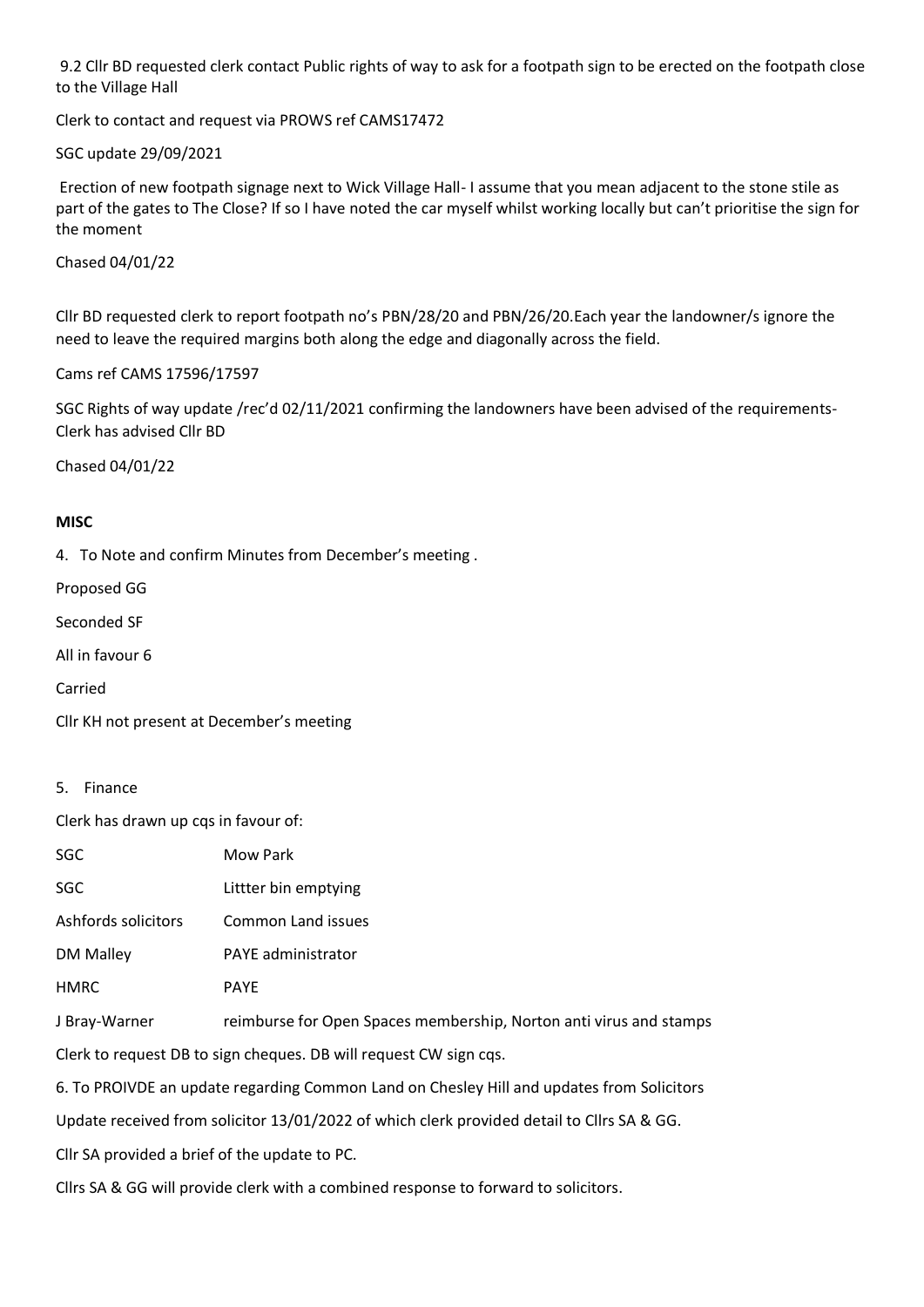9.2 Cllr BD requested clerk contact Public rights of way to ask for a footpath sign to be erected on the footpath close to the Village Hall

Clerk to contact and request via PROWS ref CAMS17472

SGC update 29/09/2021

Erection of new footpath signage next to Wick Village Hall- I assume that you mean adjacent to the stone stile as part of the gates to The Close? If so I have noted the car myself whilst working locally but can't prioritise the sign for the moment

Chased 04/01/22

Cllr BD requested clerk to report footpath no's PBN/28/20 and PBN/26/20.Each year the landowner/s ignore the need to leave the required margins both along the edge and diagonally across the field.

Cams ref CAMS 17596/17597

SGC Rights of way update /rec'd 02/11/2021 confirming the landowners have been advised of the requirements- Clerk has advised Cllr BD

Chased 04/01/22

**MISC**

4. To Note and confirm Minutes from December's meeting .

Proposed GG

Seconded SF

All in favour 6

Carried

Cllr KH not present at December's meeting

5. Finance

Clerk has drawn up cqs in favour of:

| | |
|---|---|
| SGC | Mow Park |
| SGC | Littter bin emptying |
| Ashfords solicitors | Common Land issues |
| DM Malley | PAYE administrator |
| HMRC | PAYE |
| J Bray-Warner | reimburse for Open Spaces membership, Norton anti virus and stamps |

Clerk to request DB to sign cheques. DB will request CW sign cqs.

6. To PROIVDE an update regarding Common Land on Chesley Hill and updates from Solicitors

Update received from solicitor 13/01/2022 of which clerk provided detail to Cllrs SA & GG.

Cllr SA provided a brief of the update to PC.

Cllrs SA & GG will provide clerk with a combined response to forward to solicitors.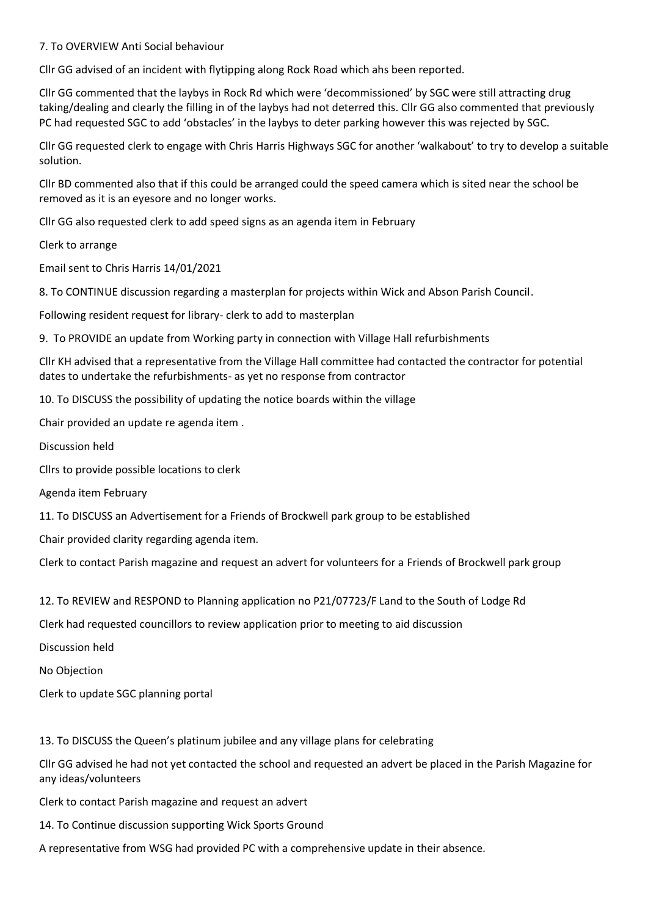7. To OVERVIEW Anti Social behaviour

Cllr GG advised of an incident with flytipping along Rock Road which ahs been reported.

Cllr GG commented that the laybys in Rock Rd which were 'decommissioned' by SGC were still attracting drug taking/dealing and clearly the filling in of the laybys had not deterred this. Cllr GG also commented that previously PC had requested SGC to add 'obstacles' in the laybys to deter parking however this was rejected by SGC.

Cllr GG requested clerk to engage with Chris Harris Highways SGC for another 'walkabout' to try to develop a suitable solution.

Cllr BD commented also that if this could be arranged could the speed camera which is sited near the school be removed as it is an eyesore and no longer works.

Cllr GG also requested clerk to add speed signs as an agenda item in February

Clerk to arrange

Email sent to Chris Harris 14/01/2021

8. To CONTINUE discussion regarding a masterplan for projects within Wick and Abson Parish Council.

Following resident request for library- clerk to add to masterplan

9. To PROVIDE an update from Working party in connection with Village Hall refurbishments

Cllr KH advised that a representative from the Village Hall committee had contacted the contractor for potential dates to undertake the refurbishments- as yet no response from contractor

10. To DISCUSS the possibility of updating the notice boards within the village

Chair provided an update re agenda item .

Discussion held

Cllrs to provide possible locations to clerk

Agenda item February

11. To DISCUSS an Advertisement for a Friends of Brockwell park group to be established

Chair provided clarity regarding agenda item.

Clerk to contact Parish magazine and request an advert for volunteers for a Friends of Brockwell park group

12. To REVIEW and RESPOND to Planning application no P21/07723/F Land to the South of Lodge Rd

Clerk had requested councillors to review application prior to meeting to aid discussion

Discussion held

No Objection

Clerk to update SGC planning portal

13. To DISCUSS the Queen's platinum jubilee and any village plans for celebrating

Cllr GG advised he had not yet contacted the school and requested an advert be placed in the Parish Magazine for any ideas/volunteers

Clerk to contact Parish magazine and request an advert

14. To Continue discussion supporting Wick Sports Ground

A representative from WSG had provided PC with a comprehensive update in their absence.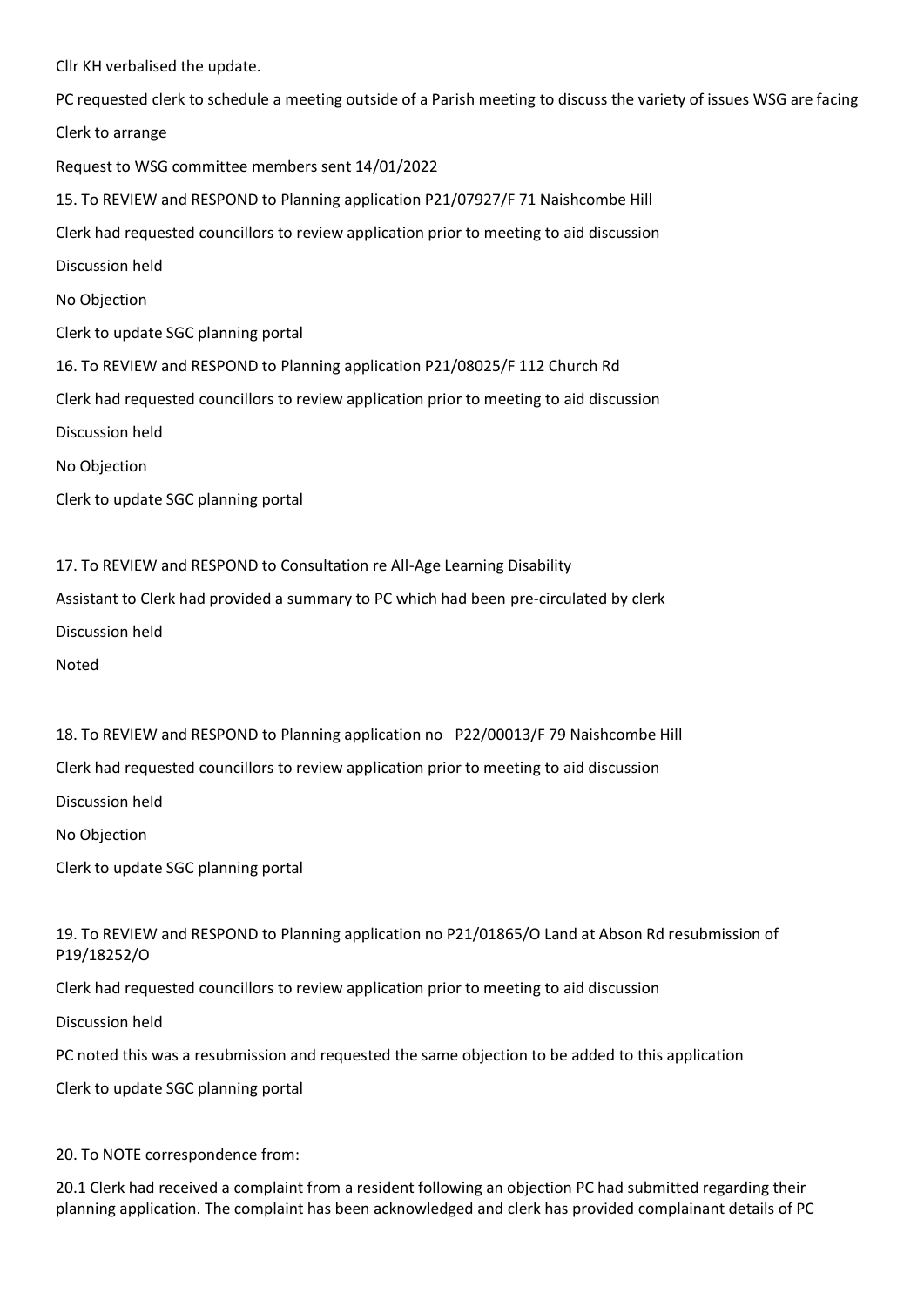Cllr KH verbalised the update.

PC requested clerk to schedule a meeting outside of a Parish meeting to discuss the variety of issues WSG are facing

Clerk to arrange

Request to WSG committee members sent 14/01/2022

15. To REVIEW and RESPOND to Planning application P21/07927/F 71 Naishcombe Hill

Clerk had requested councillors to review application prior to meeting to aid discussion

Discussion held

No Objection

Clerk to update SGC planning portal

16. To REVIEW and RESPOND to Planning application P21/08025/F 112 Church Rd

Clerk had requested councillors to review application prior to meeting to aid discussion

Discussion held

No Objection

Clerk to update SGC planning portal

17. To REVIEW and RESPOND to Consultation re All-Age Learning Disability

Assistant to Clerk had provided a summary to PC which had been pre-circulated by clerk

Discussion held

Noted

18. To REVIEW and RESPOND to Planning application no P22/00013/F 79 Naishcombe Hill

Clerk had requested councillors to review application prior to meeting to aid discussion

Discussion held

No Objection

Clerk to update SGC planning portal

19. To REVIEW and RESPOND to Planning application no P21/01865/O Land at Abson Rd resubmission of P19/18252/O

Clerk had requested councillors to review application prior to meeting to aid discussion

Discussion held

PC noted this was a resubmission and requested the same objection to be added to this application

Clerk to update SGC planning portal

20. To NOTE correspondence from:

20.1 Clerk had received a complaint from a resident following an objection PC had submitted regarding their planning application. The complaint has been acknowledged and clerk has provided complainant details of PC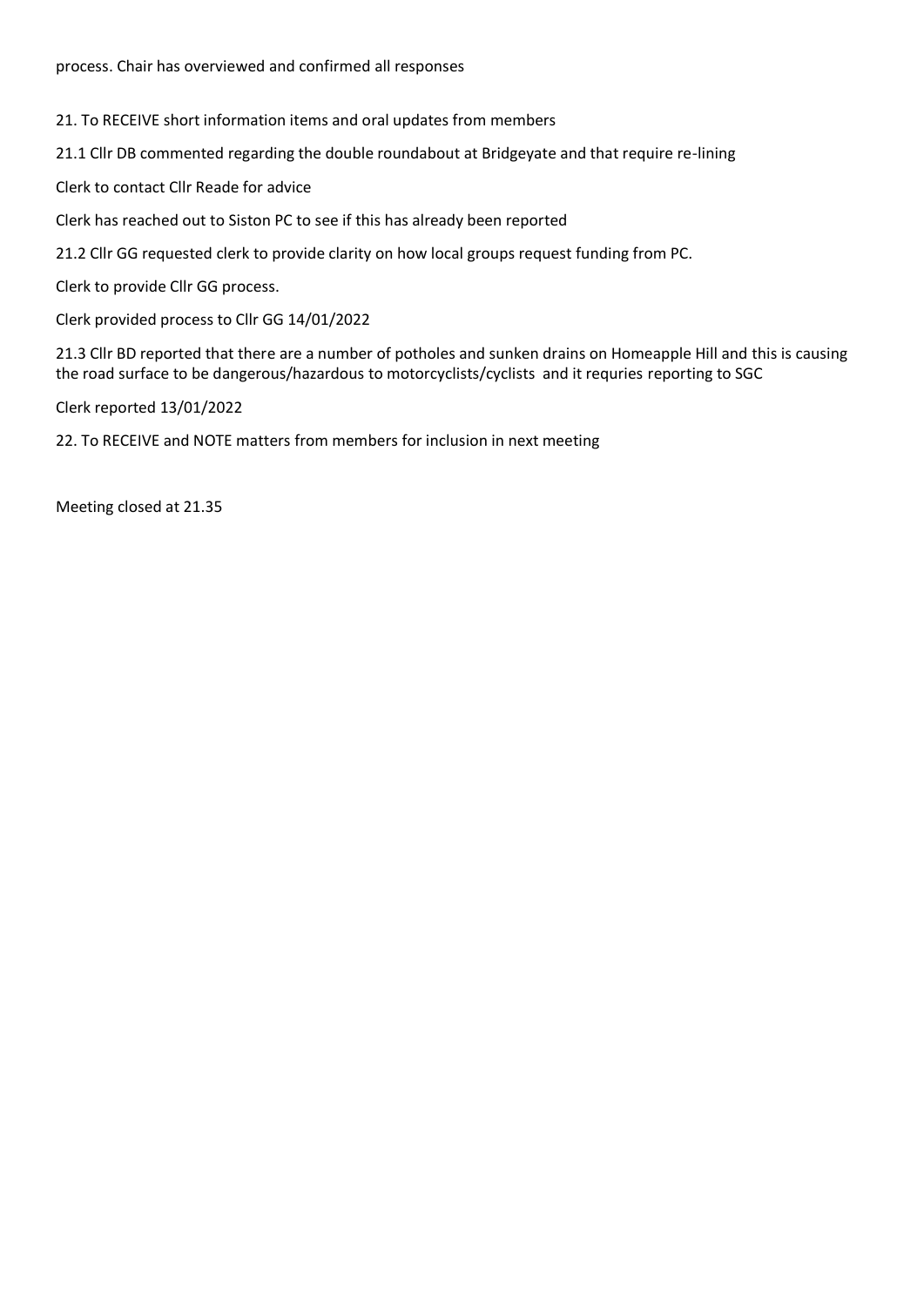process. Chair has overviewed and confirmed all responses

21. To RECEIVE short information items and oral updates from members

21.1 Cllr DB commented regarding the double roundabout at Bridgeyate and that require re-lining

Clerk to contact Cllr Reade for advice

Clerk has reached out to Siston PC to see if this has already been reported

21.2 Cllr GG requested clerk to provide clarity on how local groups request funding from PC.

Clerk to provide Cllr GG process.

Clerk provided process to Cllr GG 14/01/2022

21.3 Cllr BD reported that there are a number of potholes and sunken drains on Homeapple Hill and this is causing the road surface to be dangerous/hazardous to motorcyclists/cyclists and it requries reporting to SGC

Clerk reported 13/01/2022

22. To RECEIVE and NOTE matters from members for inclusion in next meeting

Meeting closed at 21.35